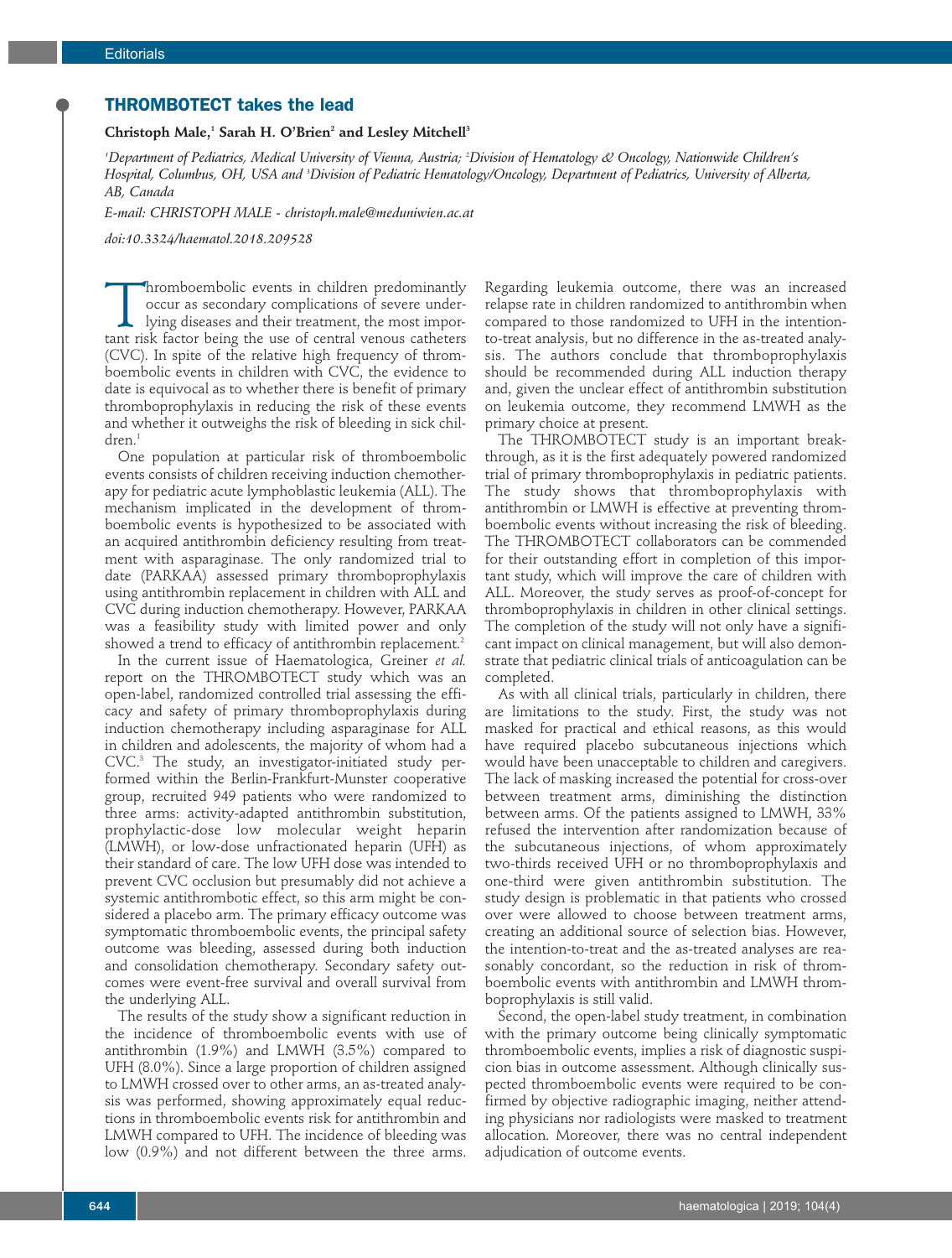# THROMBOTECT takes the lead

**Christoph Male,[1] Sarah H. O'Brien[2] and Lesley Mitchell[3]**

*[1]Department of Pediatrics, Medical University of Vienna, Austria; [2]Division of Hematology & Oncology, Nationwide Children's Hospital, Columbus, OH, USA and [3]Division of Pediatric Hematology/Oncology, Department of Pediatrics, University of Alberta, AB, Canada*

*E-mail: CHRISTOPH MALE - christoph.male@meduniwien.ac.at*

*doi:10.3324/haematol.2018.209528*

Thromboembolic events in children predominantly occur as secondary complications of severe underlying diseases and their treatment, the most important risk factor being the use of central venous catheters (CVC). In spite of the relative high frequency of thromboembolic events in children with CVC, the evidence to date is equivocal as to whether there is benefit of primary thromboprophylaxis in reducing the risk of these events and whether it outweighs the risk of bleeding in sick children.[1]

One population at particular risk of thromboembolic events consists of children receiving induction chemotherapy for pediatric acute lymphoblastic leukemia (ALL). The mechanism implicated in the development of thromboembolic events is hypothesized to be associated with an acquired antithrombin deficiency resulting from treatment with asparaginase. The only randomized trial to date (PARKAA) assessed primary thromboprophylaxis using antithrombin replacement in children with ALL and CVC during induction chemotherapy. However, PARKAA was a feasibility study with limited power and only showed a trend to efficacy of antithrombin replacement.[2]

In the current issue of Haematologica, Greiner *et al.* report on the THROMBOTECT study which was an open-label, randomized controlled trial assessing the efficacy and safety of primary thromboprophylaxis during induction chemotherapy including asparaginase for ALL in children and adolescents, the majority of whom had a CVC.[3] The study, an investigator-initiated study performed within the Berlin-Frankfurt-Munster cooperative group, recruited 949 patients who were randomized to three arms: activity-adapted antithrombin substitution, prophylactic-dose low molecular weight heparin (LMWH), or low-dose unfractionated heparin (UFH) as their standard of care. The low UFH dose was intended to prevent CVC occlusion but presumably did not achieve a systemic antithrombotic effect, so this arm might be considered a placebo arm. The primary efficacy outcome was symptomatic thromboembolic events, the principal safety outcome was bleeding, assessed during both induction and consolidation chemotherapy. Secondary safety outcomes were event-free survival and overall survival from the underlying ALL.

The results of the study show a significant reduction in the incidence of thromboembolic events with use of antithrombin (1.9%) and LMWH (3.5%) compared to UFH (8.0%). Since a large proportion of children assigned to LMWH crossed over to other arms, an as-treated analysis was performed, showing approximately equal reductions in thromboembolic events risk for antithrombin and LMWH compared to UFH. The incidence of bleeding was low (0.9%) and not different between the three arms. Regarding leukemia outcome, there was an increased relapse rate in children randomized to antithrombin when compared to those randomized to UFH in the intention-to-treat analysis, but no difference in the as-treated analysis. The authors conclude that thromboprophylaxis should be recommended during ALL induction therapy and, given the unclear effect of antithrombin substitution on leukemia outcome, they recommend LMWH as the primary choice at present.

The THROMBOTECT study is an important breakthrough, as it is the first adequately powered randomized trial of primary thromboprophylaxis in pediatric patients. The study shows that thromboprophylaxis with antithrombin or LMWH is effective at preventing thromboembolic events without increasing the risk of bleeding. The THROMBOTECT collaborators can be commended for their outstanding effort in completion of this important study, which will improve the care of children with ALL. Moreover, the study serves as proof-of-concept for thromboprophylaxis in children in other clinical settings. The completion of the study will not only have a significant impact on clinical management, but will also demonstrate that pediatric clinical trials of anticoagulation can be completed.

As with all clinical trials, particularly in children, there are limitations to the study. First, the study was not masked for practical and ethical reasons, as this would have required placebo subcutaneous injections which would have been unacceptable to children and caregivers. The lack of masking increased the potential for cross-over between treatment arms, diminishing the distinction between arms. Of the patients assigned to LMWH, 33% refused the intervention after randomization because of the subcutaneous injections, of whom approximately two-thirds received UFH or no thromboprophylaxis and one-third were given antithrombin substitution. The study design is problematic in that patients who crossed over were allowed to choose between treatment arms, creating an additional source of selection bias. However, the intention-to-treat and the as-treated analyses are reasonably concordant, so the reduction in risk of thromboembolic events with antithrombin and LMWH thromboprophylaxis is still valid.

Second, the open-label study treatment, in combination with the primary outcome being clinically symptomatic thromboembolic events, implies a risk of diagnostic suspicion bias in outcome assessment. Although clinically suspected thromboembolic events were required to be confirmed by objective radiographic imaging, neither attending physicians nor radiologists were masked to treatment allocation. Moreover, there was no central independent adjudication of outcome events.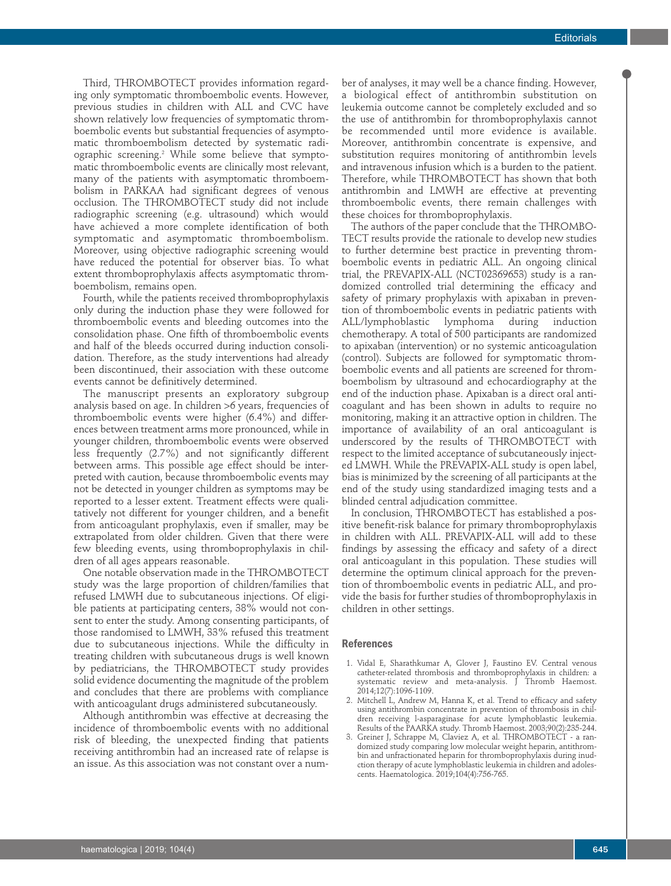Third, THROMBOTECT provides information regarding only symptomatic thromboembolic events. However, previous studies in children with ALL and CVC have shown relatively low frequencies of symptomatic thromboembolic events but substantial frequencies of asymptomatic thromboembolism detected by systematic radiographic screening.[2] While some believe that symptomatic thromboembolic events are clinically most relevant, many of the patients with asymptomatic thromboembolism in PARKAA had significant degrees of venous occlusion. The THROMBOTECT study did not include radiographic screening (e.g. ultrasound) which would have achieved a more complete identification of both symptomatic and asymptomatic thromboembolism. Moreover, using objective radiographic screening would have reduced the potential for observer bias. To what extent thromboprophylaxis affects asymptomatic thromboembolism, remains open.

Fourth, while the patients received thromboprophylaxis only during the induction phase they were followed for thromboembolic events and bleeding outcomes into the consolidation phase. One fifth of thromboembolic events and half of the bleeds occurred during induction consolidation. Therefore, as the study interventions had already been discontinued, their association with these outcome events cannot be definitively determined.

The manuscript presents an exploratory subgroup analysis based on age. In children >6 years, frequencies of thromboembolic events were higher (6.4%) and differences between treatment arms more pronounced, while in younger children, thromboembolic events were observed less frequently (2.7%) and not significantly different between arms. This possible age effect should be interpreted with caution, because thromboembolic events may not be detected in younger children as symptoms may be reported to a lesser extent. Treatment effects were qualitatively not different for younger children, and a benefit from anticoagulant prophylaxis, even if smaller, may be extrapolated from older children. Given that there were few bleeding events, using thromboprophylaxis in children of all ages appears reasonable.

One notable observation made in the THROMBOTECT study was the large proportion of children/families that refused LMWH due to subcutaneous injections. Of eligible patients at participating centers, 38% would not consent to enter the study. Among consenting participants, of those randomised to LMWH, 33% refused this treatment due to subcutaneous injections. While the difficulty in treating children with subcutaneous drugs is well known by pediatricians, the THROMBOTECT study provides solid evidence documenting the magnitude of the problem and concludes that there are problems with compliance with anticoagulant drugs administered subcutaneously.

Although antithrombin was effective at decreasing the incidence of thromboembolic events with no additional risk of bleeding, the unexpected finding that patients receiving antithrombin had an increased rate of relapse is an issue. As this association was not constant over a number of analyses, it may well be a chance finding. However, a biological effect of antithrombin substitution on leukemia outcome cannot be completely excluded and so the use of antithrombin for thromboprophylaxis cannot be recommended until more evidence is available. Moreover, antithrombin concentrate is expensive, and substitution requires monitoring of antithrombin levels and intravenous infusion which is a burden to the patient. Therefore, while THROMBOTECT has shown that both antithrombin and LMWH are effective at preventing thromboembolic events, there remain challenges with these choices for thromboprophylaxis.

The authors of the paper conclude that the THROMBOTECT results provide the rationale to develop new studies to further determine best practice in preventing thromboembolic events in pediatric ALL. An ongoing clinical trial, the PREVAPIX-ALL (NCT02369653) study is a randomized controlled trial determining the efficacy and safety of primary prophylaxis with apixaban in prevention of thromboembolic events in pediatric patients with ALL/lymphoblastic lymphoma during induction chemotherapy. A total of 500 participants are randomized to apixaban (intervention) or no systemic anticoagulation (control). Subjects are followed for symptomatic thromboembolic events and all patients are screened for thromboembolism by ultrasound and echocardiography at the end of the induction phase. Apixaban is a direct oral anticoagulant and has been shown in adults to require no monitoring, making it an attractive option in children. The importance of availability of an oral anticoagulant is underscored by the results of THROMBOTECT with respect to the limited acceptance of subcutaneously injected LMWH. While the PREVAPIX-ALL study is open label, bias is minimized by the screening of all participants at the end of the study using standardized imaging tests and a blinded central adjudication committee.

In conclusion, THROMBOTECT has established a positive benefit-risk balance for primary thromboprophylaxis in children with ALL. PREVAPIX-ALL will add to these findings by assessing the efficacy and safety of a direct oral anticoagulant in this population. These studies will determine the optimum clinical approach for the prevention of thromboembolic events in pediatric ALL, and provide the basis for further studies of thromboprophylaxis in children in other settings.

## References

1. Vidal E, Sharathkumar A, Glover J, Faustino EV. Central venous catheter-related thrombosis and thromboprophylaxis in children: a systematic review and meta-analysis. J Thromb Haemost. 2014;12(7):1096-1109.
2. Mitchell L, Andrew M, Hanna K, et al. Trend to efficacy and safety using antithrombin concentrate in prevention of thrombosis in children receiving l-asparaginase for acute lymphoblastic leukemia. Results of the PAARKA study. Thromb Haemost. 2003;90(2):235-244.
3. Greiner J, Schrappe M, Claviez A, et al. THROMBOTECT - a randomized study comparing low molecular weight heparin, antithrombin and unfractionated heparin for thromboprophylaxis during inudction therapy of acute lymphoblastic leukemia in children and adolescents. Haematologica. 2019;104(4):756-765.